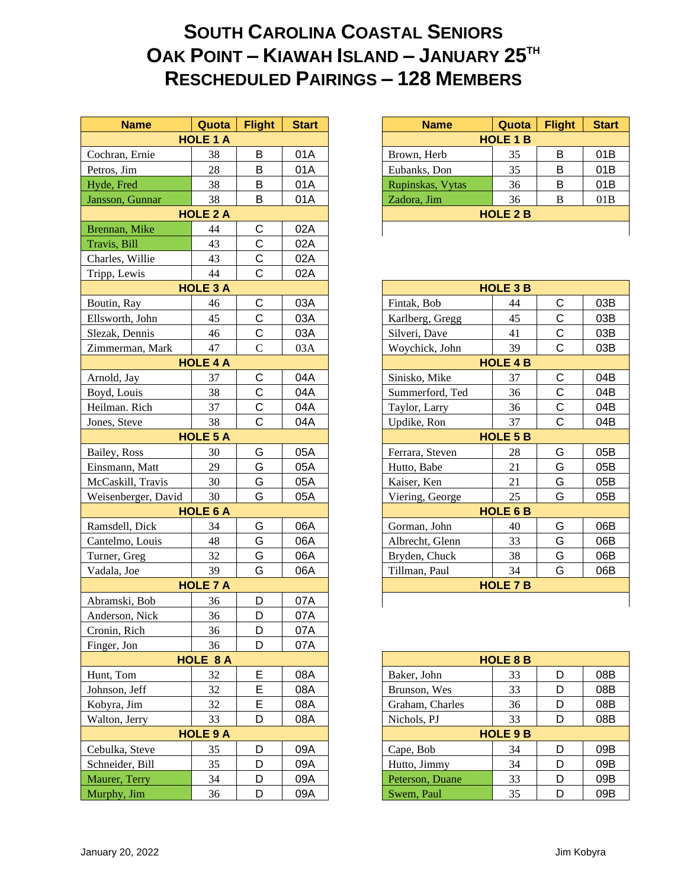# SOUTH CAROLINA COASTAL SENIORS
# OAK POINT – KIAWAH ISLAND – JANUARY 25TH
# RESCHEDULED PAIRINGS – 128 MEMBERS

| Name | Quota | Flight | Start |
|---|---|---|---|
| **HOLE 1 A** | | | |
| Cochran, Ernie | 38 | B | 01A |
| Petros, Jim | 28 | B | 01A |
| Hyde, Fred | 38 | B | 01A |
| Jansson, Gunnar | 38 | B | 01A |
| **HOLE 2 A** | | | |
| Brennan, Mike | 44 | C | 02A |
| Travis, Bill | 43 | C | 02A |
| Charles, Willie | 43 | C | 02A |
| Tripp, Lewis | 44 | C | 02A |
| **HOLE 3 A** | | | |
| Boutin, Ray | 46 | C | 03A |
| Ellsworth, John | 45 | C | 03A |
| Slezak, Dennis | 46 | C | 03A |
| Zimmerman, Mark | 47 | C | 03A |
| **HOLE 4 A** | | | |
| Arnold, Jay | 37 | C | 04A |
| Boyd, Louis | 38 | C | 04A |
| Heilman. Rich | 37 | C | 04A |
| Jones, Steve | 38 | C | 04A |
| **HOLE 5 A** | | | |
| Bailey, Ross | 30 | G | 05A |
| Einsmann, Matt | 29 | G | 05A |
| McCaskill, Travis | 30 | G | 05A |
| Weisenberger, David | 30 | G | 05A |
| **HOLE 6 A** | | | |
| Ramsdell, Dick | 34 | G | 06A |
| Cantelmo, Louis | 48 | G | 06A |
| Turner, Greg | 32 | G | 06A |
| Vadala, Joe | 39 | G | 06A |
| **HOLE 7 A** | | | |
| Abramski, Bob | 36 | D | 07A |
| Anderson, Nick | 36 | D | 07A |
| Cronin, Rich | 36 | D | 07A |
| Finger, Jon | 36 | D | 07A |
| **HOLE 8 A** | | | |
| Hunt, Tom | 32 | E | 08A |
| Johnson, Jeff | 32 | E | 08A |
| Kobyra, Jim | 32 | E | 08A |
| Walton, Jerry | 33 | D | 08A |
| **HOLE 9 A** | | | |
| Cebulka, Steve | 35 | D | 09A |
| Schneider, Bill | 35 | D | 09A |
| Maurer, Terry | 34 | D | 09A |
| Murphy, Jim | 36 | D | 09A |

| Name | Quota | Flight | Start |
|---|---|---|---|
| **HOLE 1 B** | | | |
| Brown, Herb | 35 | B | 01B |
| Eubanks, Don | 35 | B | 01B |
| Rupinskas, Vytas | 36 | B | 01B |
| Zadora, Jim | 36 | B | 01B |
| **HOLE 2 B** | | | |
| | | | |
| **HOLE 3 B** | | | |
| Fintak, Bob | 44 | C | 03B |
| Karlberg, Gregg | 45 | C | 03B |
| Silveri, Dave | 41 | C | 03B |
| Woychick, John | 39 | C | 03B |
| **HOLE 4 B** | | | |
| Sinisko, Mike | 37 | C | 04B |
| Summerford, Ted | 36 | C | 04B |
| Taylor, Larry | 36 | C | 04B |
| Updike, Ron | 37 | C | 04B |
| **HOLE 5 B** | | | |
| Ferrara, Steven | 28 | G | 05B |
| Hutto, Babe | 21 | G | 05B |
| Kaiser, Ken | 21 | G | 05B |
| Viering, George | 25 | G | 05B |
| **HOLE 6 B** | | | |
| Gorman, John | 40 | G | 06B |
| Albrecht, Glenn | 33 | G | 06B |
| Bryden, Chuck | 38 | G | 06B |
| Tillman, Paul | 34 | G | 06B |
| **HOLE 7 B** | | | |
| | | | |
| **HOLE 8 B** | | | |
| Baker, John | 33 | D | 08B |
| Brunson, Wes | 33 | D | 08B |
| Graham, Charles | 36 | D | 08B |
| Nichols, PJ | 33 | D | 08B |
| **HOLE 9 B** | | | |
| Cape, Bob | 34 | D | 09B |
| Hutto, Jimmy | 34 | D | 09B |
| Peterson, Duane | 33 | D | 09B |
| Swem, Paul | 35 | D | 09B |

January 20, 2022 Jim Kobyra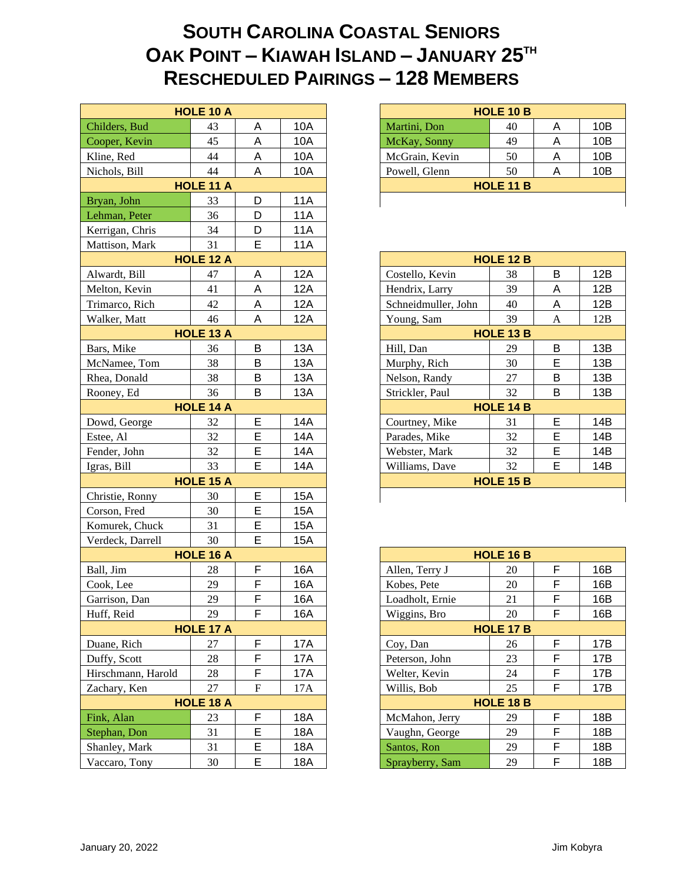# SOUTH CAROLINA COASTAL SENIORS
# OAK POINT – KIAWAH ISLAND – JANUARY 25TH
# RESCHEDULED PAIRINGS – 128 MEMBERS

| HOLE 10 A | | | |
|---|---|---|---|
| Childers, Bud | 43 | A | 10A |
| Cooper, Kevin | 45 | A | 10A |
| Kline, Red | 44 | A | 10A |
| Nichols, Bill | 44 | A | 10A |
| **HOLE 11 A** | | | |
| Bryan, John | 33 | D | 11A |
| Lehman, Peter | 36 | D | 11A |
| Kerrigan, Chris | 34 | D | 11A |
| Mattison, Mark | 31 | E | 11A |
| **HOLE 12 A** | | | |
| Alwardt, Bill | 47 | A | 12A |
| Melton, Kevin | 41 | A | 12A |
| Trimarco, Rich | 42 | A | 12A |
| Walker, Matt | 46 | A | 12A |
| **HOLE 13 A** | | | |
| Bars, Mike | 36 | B | 13A |
| McNamee, Tom | 38 | B | 13A |
| Rhea, Donald | 38 | B | 13A |
| Rooney, Ed | 36 | B | 13A |
| **HOLE 14 A** | | | |
| Dowd, George | 32 | E | 14A |
| Estee, Al | 32 | E | 14A |
| Fender, John | 32 | E | 14A |
| Igras, Bill | 33 | E | 14A |
| **HOLE 15 A** | | | |
| Christie, Ronny | 30 | E | 15A |
| Corson, Fred | 30 | E | 15A |
| Komurek, Chuck | 31 | E | 15A |
| Verdeck, Darrell | 30 | E | 15A |
| **HOLE 16 A** | | | |
| Ball, Jim | 28 | F | 16A |
| Cook, Lee | 29 | F | 16A |
| Garrison, Dan | 29 | F | 16A |
| Huff, Reid | 29 | F | 16A |
| **HOLE 17 A** | | | |
| Duane, Rich | 27 | F | 17A |
| Duffy, Scott | 28 | F | 17A |
| Hirschmann, Harold | 28 | F | 17A |
| Zachary, Ken | 27 | F | 17A |
| **HOLE 18 A** | | | |
| Fink, Alan | 23 | F | 18A |
| Stephan, Don | 31 | E | 18A |
| Shanley, Mark | 31 | E | 18A |
| Vaccaro, Tony | 30 | E | 18A |

| HOLE 10 B | | | |
|---|---|---|---|
| Martini, Don | 40 | A | 10B |
| McKay, Sonny | 49 | A | 10B |
| McGrain, Kevin | 50 | A | 10B |
| Powell, Glenn | 50 | A | 10B |
| **HOLE 11 B** | | | |
| | | | |
| **HOLE 12 B** | | | |
| Costello, Kevin | 38 | B | 12B |
| Hendrix, Larry | 39 | A | 12B |
| Schneidmuller, John | 40 | A | 12B |
| Young, Sam | 39 | A | 12B |
| **HOLE 13 B** | | | |
| Hill, Dan | 29 | B | 13B |
| Murphy, Rich | 30 | E | 13B |
| Nelson, Randy | 27 | B | 13B |
| Strickler, Paul | 32 | B | 13B |
| **HOLE 14 B** | | | |
| Courtney, Mike | 31 | E | 14B |
| Parades, Mike | 32 | E | 14B |
| Webster, Mark | 32 | E | 14B |
| Williams, Dave | 32 | E | 14B |
| **HOLE 15 B** | | | |
| | | | |
| **HOLE 16 B** | | | |
| Allen, Terry J | 20 | F | 16B |
| Kobes, Pete | 20 | F | 16B |
| Loadholt, Ernie | 21 | F | 16B |
| Wiggins, Bro | 20 | F | 16B |
| **HOLE 17 B** | | | |
| Coy, Dan | 26 | F | 17B |
| Peterson, John | 23 | F | 17B |
| Welter, Kevin | 24 | F | 17B |
| Willis, Bob | 25 | F | 17B |
| **HOLE 18 B** | | | |
| McMahon, Jerry | 29 | F | 18B |
| Vaughn, George | 29 | F | 18B |
| Santos, Ron | 29 | F | 18B |
| Sprayberry, Sam | 29 | F | 18B |

January 20, 2022 — Jim Kobyra